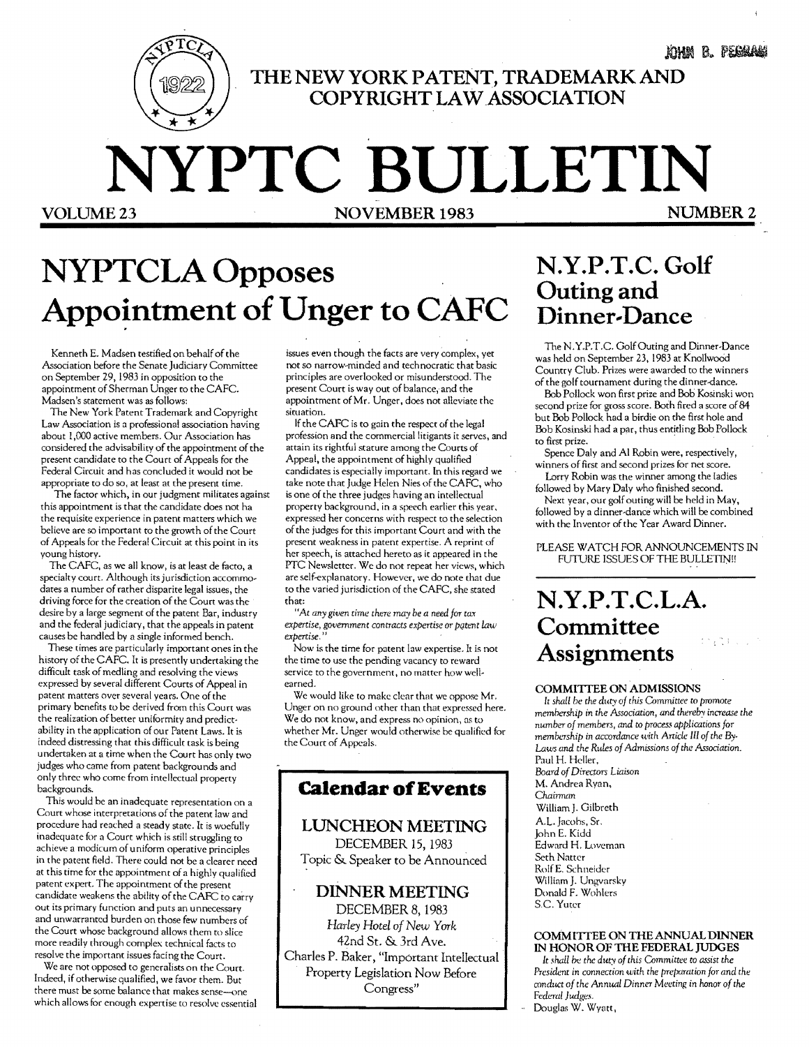# THE NEW YORK PATENT, TRADEMARK AND COPYRIGHT LAW ASSOCIATION

# NYPTC BULLETIN

VOLUME 23 — NOVEMBER 1983 — NUMBER 2

## NYPTCLA Opposes Appointment of Unger to CAFC

Kenneth E. Madsen testified on behalf of the Association before the Senate Judiciary Committee on September 29, 1983 in opposition to the appointment of Sherman Unger to the CAFC. Madsen's statement was as follows:

The New York Patent Trademark and Copyright Law Association is a professional association having about 1,000 active members. Our Association has considered the advisability of the appointment of the present candidate to the Court of Appeals for the Federal Circuit and has concluded it would not be appropriate to do so, at least at the present time.

The factor which, in our judgment militates against this appointment is that the candidate does not ha the requisite experience in patent matters which we believe are so important to the growth of the Court of Appeals for the Federal Circuit at this point in its young history.

The CAFC, as we all know, is at least de facto, a specialty court. Although its jurisdiction accommodates a number of rather disparite legal issues, the driving force for the creation of the Court was the desire by a large segment of the patent Bar, industry and the federal judiciary, that the appeals in patent causes be handled by a single informed bench.

These times are particularly important ones in the history of the CAFC. It is presently undertaking the difficult task of medling and resolving the views expressed by several different Courts of Appeal in patent matters over several years. One of the primary benefits to be derived from this Court was the realization of better uniformity and predictability in the application of our Patent Laws. It is indeed distressing that this difficult task is being undertaken at a time when the Court has only two judges who came from patent backgrounds and only three who come from intellectual property backgrounds.

This would be an inadequate representation on a Court whose interpretations of the patent law and procedure had reached a steady state. It is woefully inadequate for a Court which is still struggling to achieve a modicum of uniform operative principles in the patent field. There could not be a clearer need at this time for the appointment of a highly qualified patent expert. The appointment of the present candidate weakens the ability of the CAFC to carry out its primary function and puts an unnecessary and unwarranted burden on those few numbers of the Court whose background allows them to slice more readily through complex technical facts to resolve the important issues facing the Court.

We are not opposed to generalists on the Court. Indeed, if otherwise qualified, we favor them. But there must be some balance that makes sense—one which allows for enough expertise to resolve essential issues even though the facts are very complex, yet not so narrow-minded and technocratic that basic principles are overlooked or misunderstood. The present Court is way out of balance, and the appointment of Mr. Unger, does not alleviate the situation.

If the CAFC is to gain the respect of the legal profession and the commercial litigants it serves, and attain its rightful stature among the Courts of Appeal, the appointment of highly qualified candidates is especially important. In this regard we take note that Judge Helen Nies of the CAFC, who is one of the three judges having an intellectual property background, in a speech earlier this year, expressed her concerns with respect to the selection of the judges for this important Court and with the present weakness in patent expertise. A reprint of her speech, is attached hereto as it appeared in the PTC Newsletter. We do not repeat her views, which are self-explanatory. However, we do note that due to the varied jurisdiction of the CAFC, she stated that:

*"At any given time there may be a need for tax expertise, government contracts expertise or patent law expertise."*

Now is the time for patent law expertise. It is not the time to use the pending vacancy to reward service to the government, no matter how well-earned.

We would like to make clear that we oppose Mr. Unger on no ground other than that expressed here. We do not know, and express no opinion, as to whether Mr. Unger would otherwise be qualified for the Court of Appeals.

## Calendar of Events

**LUNCHEON MEETING**
DECEMBER 15, 1983
Topic & Speaker to be Announced

**DINNER MEETING**
DECEMBER 8, 1983
*Harley Hotel of New York*
42nd St. & 3rd Ave.
Charles P. Baker, "Important Intellectual Property Legislation Now Before Congress"

## N.Y.P.T.C. Golf Outing and Dinner-Dance

The N.Y.P.T.C. Golf Outing and Dinner-Dance was held on September 23, 1983 at Knollwood Country Club. Prizes were awarded to the winners of the golf tournament during the dinner-dance.

Bob Pollock won first prize and Bob Kosinski won second prize for gross score. Both fired a score of 84 but Bob Pollock had a birdie on the first hole and Bob Kosinski had a par, thus entitling Bob Pollock to first prize.

Spence Daly and Al Robin were, respectively, winners of first and second prizes for net score.

Lorry Robin was the winner among the ladies followed by Mary Daly who finished second.

Next year, our golf outing will be held in May, followed by a dinner-dance which will be combined with the Inventor of the Year Award Dinner.

PLEASE WATCH FOR ANNOUNCEMENTS IN FUTURE ISSUES OF THE BULLETIN!!

## N.Y.P.T.C.L.A. Committee Assignments

### COMMITTEE ON ADMISSIONS

*It shall be the duty of this Committee to promote membership in the Association, and thereby increase the number of members, and to process applications for membership in accordance with Article III of the By-Laws and the Rules of Admissions of the Association.*

Paul H. Heller,
*Board of Directors Liaison*
M. Andrea Ryan,
*Chairman*
William J. Gilbreth
A.L. Jacobs, Sr.
John E. Kidd
Edward H. Loveman
Seth Natter
Rolf E. Schneider
William J. Ungvarsky
Donald F. Wohlers
S.C. Yuter

### COMMITTEE ON THE ANNUAL DINNER IN HONOR OF THE FEDERAL JUDGES

*It shall be the duty of this Committee to assist the President in connection with the preparation for and the conduct of the Annual Dinner Meeting in honor of the Federal Judges.*

Douglas W. Wyatt,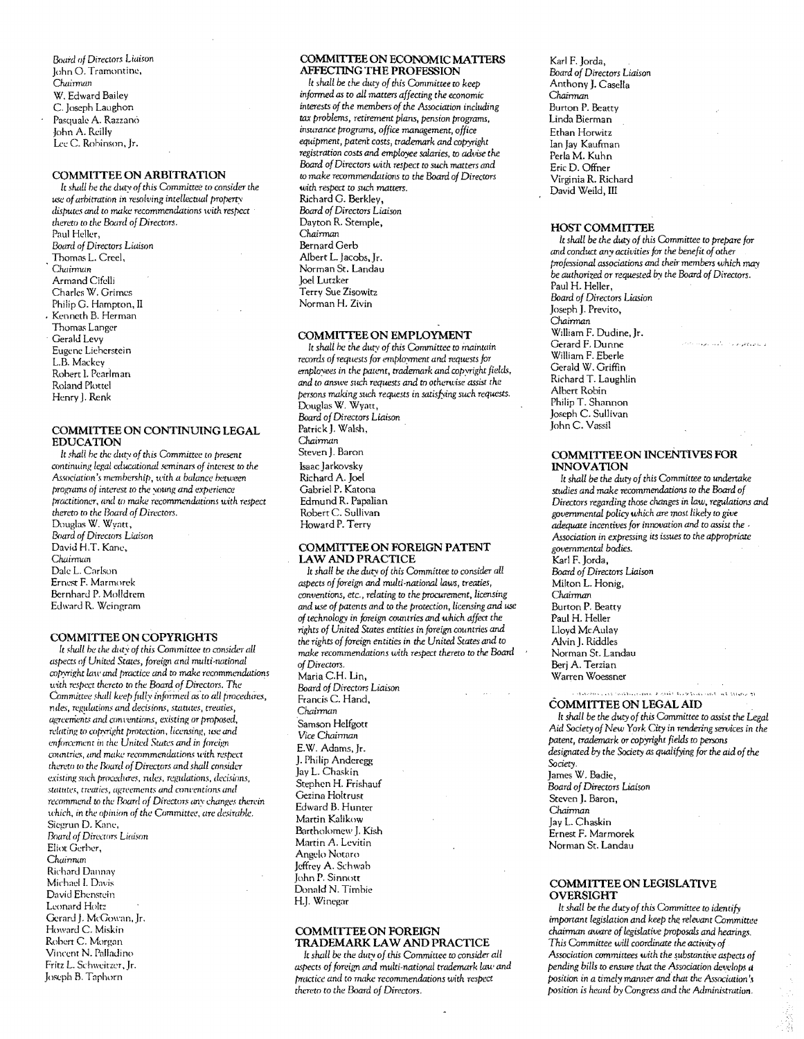*Board of Directors Liaison*
John O. Tramontine,
*Chairman*
W. Edward Bailey
C. Joseph Laughon
Pasquale A. Razzano
John A. Reilly
Lee C. Robinson, Jr.

### COMMITTEE ON ARBITRATION

*It shall be the duty of this Committee to consider the use of arbitration in resolving intellectual property disputes and to make recommendations with respect thereto to the Board of Directors.*

Paul Heller,
*Board of Directors Liaison*
Thomas L. Creel,
*Chairman*
Armand Cifelli
Charles W. Grimes
Philip G. Hampton, II
Kenneth B. Herman
Thomas Langer
Gerald Levy
Eugene Lieberstein
L.B. Mackey
Robert I. Pearlman
Roland Plottel
Henry J. Renk

### COMMITTEE ON CONTINUING LEGAL EDUCATION

*It shall be the duty of this Committee to present continuing legal educational seminars of interest to the Association's membership, with a balance between programs of interest to the young and experience practitioner, and to make recommendations with respect thereto to the Board of Directors.*

Douglas W. Wyatt,
*Board of Directors Liaison*
David H.T. Kane,
*Chairman*
Dale L. Carlson
Ernest F. Marmorek
Bernhard P. Molldrem
Edward R. Weingram

### COMMITTEE ON COPYRIGHTS

*It shall be the duty of this Committee to consider all aspects of United States, foreign and multi-national copyright law and practice and to make recommendations with respect thereto to the Board of Directors. The Committee shall keep fully informed as to all procedures, rules, regulations and decisions, statutes, treaties, agreements and conventions, existing or proposed, relating to copyright protection, licensing, use and enforcement in the United States and in foreign countries, and make recommendations with respect thereto to the Board of Directors and shall consider existing such procedures, rules, regulations, decisions, statutes, treaties, agreements and conventions and recommend to the Board of Directors any changes therein which, in the opinion of the Committee, are desirable.*

Siegrun D. Kane,
*Board of Directors Liaison*
Eliot Gerber,
*Chairman*
Richard Dannay
Michael I. Davis
David Ebenstein
Leonard Holtz
Gerard J. McGowan, Jr.
Howard C. Miskin
Robert C. Morgan
Vincent N. Palladino
Fritz L. Schweitzer, Jr.
Joseph B. Taphorn

### COMMITTEE ON ECONOMIC MATTERS AFFECTING THE PROFESSION

*It shall be the duty of this Committee to keep informed as to all matters affecting the economic interests of the members of the Association including tax problems, retirement plans, pension programs, insurance programs, office management, office equipment, patent costs, trademark and copyright registration costs and employee salaries, to advise the Board of Directors with respect to such matters and to make recommendations to the Board of Directors with respect to such matters.*

Richard G. Berkley,
*Board of Directors Liaison*
Dayton R. Stemple,
*Chairman*
Bernard Gerb
Albert L. Jacobs, Jr.
Norman St. Landau
Joel Lutzker
Terry Sue Zisowitz
Norman H. Zivin

### COMMITTEE ON EMPLOYMENT

*It shall be the duty of this Committee to maintain records of requests for employment and requests for employees in the patent, trademark and copyright fields, and to answer such requests and to otherwise assist the persons making such requests in satisfying such requests.*

Douglas W. Wyatt,
*Board of Directors Liaison*
Patrick J. Walsh,
*Chairman*
Steven J. Baron
Isaac Jarkovsky
Richard A. Joel
Gabriel P. Katona
Edmund R. Papalian
Robert C. Sullivan
Howard P. Terry

### COMMITTEE ON FOREIGN PATENT LAW AND PRACTICE

*It shall be the duty of this Committee to consider all aspects of foreign and multi-national laws, treaties, conventions, etc., relating to the procurement, licensing and use of patents and to the protection, licensing and use of technology in foreign countries and which affect the rights of United States entities in foreign countries and the rights of foreign entities in the United States and to make recommendations with respect thereto to the Board of Directors.*

Maria C.H. Lin,
*Board of Directors Liaison*
Francis C. Hand,
*Chairman*
Samson Helfgott
*Vice Chairman*
E.W. Adams, Jr.
J. Philip Anderegg
Jay L. Chaskin
Stephen H. Frishauf
Gezina Holtrust
Edward B. Hunter
Martin Kalikow
Bartholomew J. Kish
Martin A. Levitin
Angelo Notaro
Jeffrey A. Schwab
John P. Sinnott
Donald N. Timbie
H.J. Winegar

### COMMITTEE ON FOREIGN TRADEMARK LAW AND PRACTICE

*It shall be the duty of this Committee to consider all aspects of foreign and multi-national trademark law and practice and to make recommendations with respect thereto to the Board of Directors.*

Karl F. Jorda,
*Board of Directors Liaison*
Anthony J. Casella
*Chairman*
Burton P. Beatty
Linda Bierman
Ethan Horwitz
Ian Jay Kaufman
Perla M. Kuhn
Eric D. Offner
Virginia R. Richard
David Weild, III

### HOST COMMITTEE

*It shall be the duty of this Committee to prepare for and conduct any activities for the benefit of other professional associations and their members which may be authorized or requested by the Board of Directors.*

Paul H. Heller,
*Board of Directors Liasion*
Joseph J. Previto,
*Chairman*
William F. Dudine, Jr.
Gerard F. Dunne
William F. Eberle
Gerald W. Griffin
Richard T. Laughlin
Albert Robin
Philip T. Shannon
Joseph C. Sullivan
John C. Vassil

### COMMITTEE ON INCENTIVES FOR INNOVATION

*It shall be the duty of this Committee to undertake studies and make recommendations to the Board of Directors regarding those changes in law, regulations and governmental policy which are most likely to give adequate incentives for innovation and to assist the Association in expressing its issues to the appropriate governmental bodies.*

Karl F. Jorda,
*Board of Directors Liaison*
Milton L. Honig,
*Chairman*
Burton P. Beatty
Paul H. Heller
Lloyd McAulay
Alvin J. Riddles
Norman St. Landau
Berj A. Terzian
Warren Woessner

### COMMITTEE ON LEGAL AID

*It shall be the duty of this Committee to assist the Legal Aid Society of New York City in rendering services in the patent, trademark or copyright fields to persons designated by the Society as qualifying for the aid of the Society.*

James W. Badie,
*Board of Directors Liaison*
Steven J. Baron,
*Chairman*
Jay L. Chaskin
Ernest F. Marmorek
Norman St. Landau

### COMMITTEE ON LEGISLATIVE OVERSIGHT

*It shall be the duty of this Committee to identify important legislation and keep the relevant Committee chairman aware of legislative proposals and hearings. This Committee will coordinate the activity of Association committees with the substantive aspects of pending bills to ensure that the Association develops a position in a timely manner and that the Association's position is heard by Congress and the Administration.*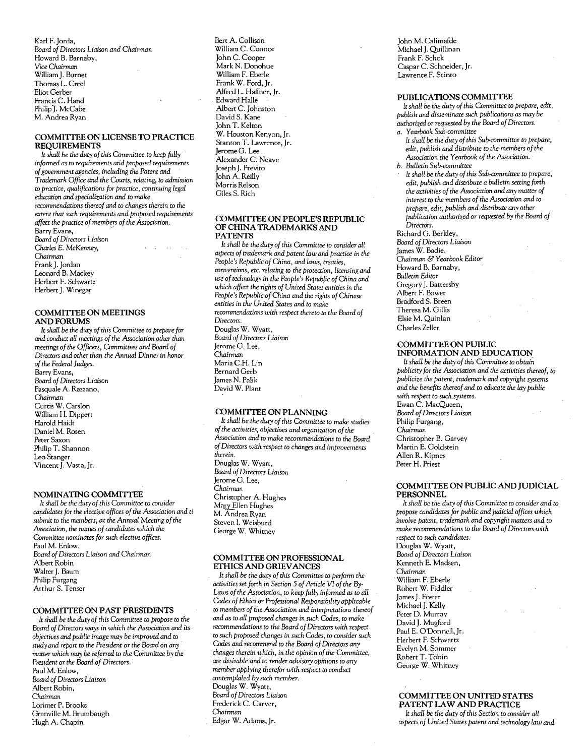Karl F. Jorda,
*Board of Directors Liaison and Chairman*
Howard B. Barnaby,
*Vice Chairman*
William J. Burnet
Thomas L. Creel
Eliot Gerber
Francis C. Hand
Philip J. McCabe
M. Andrea Ryan

### COMMITTEE ON LICENSE TO PRACTICE REQUIREMENTS

*It shall be the duty of this Committee to keep fully informed as to requirements and proposed requirements of government agencies, including the Patent and Trademark Office and the Courts, relating, to admission to practice, qualifications for practice, continuing legal education and specialization and to make recommendations thereof and to changes therein to the extent that such requirements and proposed requirements affect the practice of members of the Association.*

Barry Evans,
*Board of Directors Liaison*
Charles E. McKenney,
*Chairman*
Frank J. Jordan
Leonard B. Mackey
Herbert F. Schwartz
Herbert J. Winegar

### COMMITTEE ON MEETINGS AND FORUMS

*It shall be the duty of this Committee to prepare for and conduct all meetings of the Association other than meetings of the Officers, Committees and Board of Directors and other than the Annual Dinner in honor of the Federal Judges.*

Barry Evans,
*Board of Directors Liaison*
Pasquale A. Razzano,
*Chairman*
Curtis W. Carslon
William H. Dippert
Harold Haidt
Daniel M. Rosen
Peter Saxon
Philip T. Shannon
Leo Stanger
Vincent J. Vasta, Jr.

### NOMINATING COMMITTEE

*It shall be the duty of this Committee to consider candidates for the elective offices of the Association and ti submit to the members, at the Annual Meeting of the Association, the names of candidates which the Committee nominates for such elective offices.*

Paul M. Enlow,
*Board of Directors Liaison and Chairman*
Albert Robin
Walter J. Baum
Philip Furgang
Arthur S. Tenser

### COMMITTEE ON PAST PRESIDENTS

*It shall be the duty of this Committee to propose to the Board of Directors ways in which the Association and its objectives and public image may be improved and to study and report to the President or the Board on any matter which may be referred to the Committee by the President or the Board of Directors.*

Paul M. Enlow,
*Board of Directors Liaison*
Albert Robin,
*Chairman*
Lorimer P. Brooks
Granville M. Brumbaugh
Hugh A. Chapin
Bert A. Collison
William C. Connor
John C. Cooper
Mark N. Donohue
William F. Eberle
Frank W. Ford, Jr.
Alfred L. Haffner, Jr.
Edward Halle
Albert C. Johnston
David S. Kane
John T. Kelton
W. Houston Kenyon, Jr.
Stanton T. Lawrence, Jr.
Jerome G. Lee
Alexander C. Neave
Joseph J. Previto
John A. Reilly
Morris Relson
Giles S. Rich

### COMMITTEE ON PEOPLE'S REPUBLIC OF CHINA TRADEMARKS AND PATENTS

*It shall be the duty of this Committee to consider all aspects of trademark and patent law and practice in the People's Republic of China, and laws, treaties, conventions, etc. relating to the protection, licensing and use of technology in the People's Republic of China and which affect the rights of United States entities in the People's Republic of China and the rights of Chinese entities in the United States and to make recommendations with respect thereto to the Board of Directors.*

Douglas W. Wyatt,
*Board of Directors Liaison*
Jerome G. Lee,
*Chairman*
Maria C.H. Lin
Bernard Gerb
James N. Palik
David W. Plant

### COMMITTEE ON PLANNING

*It shall be the duty of this Committee to make studies of the activities, objectives and organization of the Association and to make recommendations to the Board of Directors with respect to changes and improvements therein.*

Douglas W. Wyatt,
*Board of Directors Liaison*
Jerome G. Lee,
*Chairman*
Christopher A. Hughes
Mary Ellen Hughes
M. Andrea Ryan
Steven I. Weisburd
George W. Whitney

### COMMITTEE ON PROFESSIONAL ETHICS AND GRIEVANCES

*It shall be the duty of this Committee to perform the activities set forth in Section 5 of Article VI of the By-Laws of the Association, to keep fully informed as to all Codes of Ethics or Professional Responsibility applicable to members of the Association and interpretations thereof and as to all proposed changes in such Codes, to make recommendations to the Board of Directors with respect to such proposed changes in such Codes, to consider such Codes and recommend to the Board of Directors any changes therein which, in the opinion of the Committee, are desirable and to render advisory opinions to any member applying therefor with respect to conduct contemplated by such member.*

Douglas W. Wyatt,
*Board of Directors Liaison*
Frederick C. Carver,
*Chairman*
Edgar W. Adams, Jr.
John M. Calimafde
Michael J. Quillinan
Frank F. Schck
Caspar C. Schneider, Jr.
Lawrence F. Scinto

### PUBLICATIONS COMMITTEE

*It shall be the duty of this Committee to prepare, edit, publish and disseminate such publications as may be authorized or requested by the Board of Directors.*

*a. Yearbook Sub-committee*
*It shall be the duty of this Sub-committee to prepare, edit, publish and distribute to the members of the Association the Yearbook of the Association.*

*b. Bulletin Sub-committee*
*It shall be the duty of this Sub-committee to prepare, edit, publish and distribute a bulletin setting forth the activities of the Association and any matter of interest to the members of the Association and to prepare, edit, publish and distribute any other publication authorized or requested by the Board of Directors.*

Richard G. Berkley,
*Board of Directors Liaison*
James W. Badie,
*Chairman & Yearbook Editor*
Howard B. Barnaby,
*Bulletin Editor*
Gregory J. Battersby
Albert F. Bower
Bradford S. Breen
Theresa M. Gillis
Elsie M. Quinlan
Charles Zeller

### COMMITTEE ON PUBLIC INFORMATION AND EDUCATION

*It shall be the duty of this Committee to obtain publicity for the Association and the activities thereof, to publicize the patent, trademark and copyright systems and the benefits thereof and to educate the lay public with respect to such systems.*

Ewan C. MacQueen,
*Board of Directors Liaison*
Philip Furgang,
*Chairman*
Christopher B. Garvey
Martin E. Goldstein
Allen R. Kipnes
Peter H. Priest

### COMMITTEE ON PUBLIC AND JUDICIAL PERSONNEL

*It shall be the duty of this Committee to consider and to propose candidates for public and judicial offices which involve patent, trademark and copyright matters and to make recommendations to the Board of Directors with respect to such candidates.*

Douglas W. Wyatt,
*Board of Directors Liaison*
Kenneth E. Madsen,
*Chairman*
William F. Eberle
Robert W. Fiddler
James J. Foster
Michael J. Kelly
Peter D. Murray
David J. Mugford
Paul E. O'Donnell, Jr.
Herbert F. Schwartz
Evelyn M. Sommer
Robert T. Tobin
George W. Whitney

### COMMITTEE ON UNITED STATES PATENT LAW AND PRACTICE

*It shall be the duty of this Section to consider all aspects of United States patent and technology law and*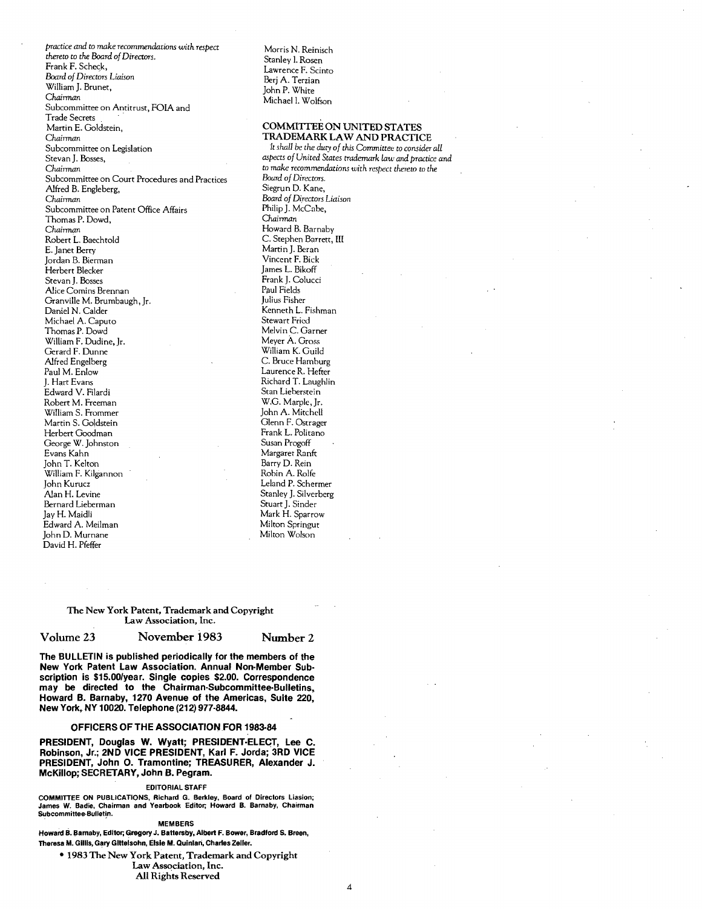*practice and to make recommendations with respect thereto to the Board of Directors.*
Frank F. Scheck,
*Board of Directors Liaison*
William J. Brunet,
*Chairman*
Subcommittee on Antitrust, FOIA and Trade Secrets
Martin E. Goldstein,
*Chairman*
Subcommittee on Legislation
Stevan J. Bosses,
*Chairman*
Subcommittee on Court Procedures and Practices
Alfred B. Engleberg,
*Chairman*
Subcommittee on Patent Office Affairs
Thomas P. Dowd,
*Chairman*
Robert L. Baechtold
E. Janet Berry
Jordan B. Bierman
Herbert Blecker
Stevan J. Bosses
Alice Comins Brennan
Granville M. Brumbaugh, Jr.
Daniel N. Calder
Michael A. Caputo
Thomas P. Dowd
William F. Dudine, Jr.
Gerard F. Dunne
Alfred Engelberg
Paul M. Enlow
J. Hart Evans
Edward V. Filardi
Robert M. Freeman
William S. Frommer
Martin S. Goldstein
Herbert Goodman
George W. Johnston
Evans Kahn
John T. Kelton
William F. Kilgannon
John Kurucz
Alan H. Levine
Bernard Lieberman
Jay H. Maidli
Edward A. Meilman
John D. Murnane
David H. Pfeffer
Morris N. Reinisch
Stanley I. Rosen
Lawrence F. Scinto
Berj A. Terzian
John P. White
Michael I. Wolfson

## COMMITTEE ON UNITED STATES TRADEMARK LAW AND PRACTICE

*It shall be the duty of this Committee to consider all aspects of United States trademark law and practice and to make recommendations with respect thereto to the Board of Directors.*
Siegrun D. Kane,
*Board of Directors Liaison*
Philip J. McCabe,
*Chairman*
Howard B. Barnaby
C. Stephen Barrett, III
Martin J. Beran
Vincent F. Bick
James L. Bikoff
Frank J. Colucci
Paul Fields
Julius Fisher
Kenneth L. Fishman
Stewart Fried
Melvin C. Garner
Meyer A. Gross
William K. Guild
C. Bruce Hamburg
Laurence R. Hefter
Richard T. Laughlin
Stan Lieberstein
W.G. Marple, Jr.
John A. Mitchell
Glenn F. Ostrager
Frank L. Politano
Susan Progoff
Margaret Ranft
Barry D. Rein
Robin A. Rolfe
Leland P. Schermer
Stanley J. Silverberg
Stuart J. Sinder
Mark H. Sparrow
Milton Springut
Milton Wolson

The New York Patent, Trademark and Copyright Law Association, Inc.

**Volume 23 November 1983 Number 2**

**The BULLETIN is published periodically for the members of the New York Patent Law Association. Annual Non-Member Subscription is $15.00/year. Single copies $2.00. Correspondence may be directed to the Chairman-Subcommittee-Bulletins, Howard B. Barnaby, 1270 Avenue of the Americas, Suite 220, New York, NY 10020. Telephone (212) 977-8844.**

### OFFICERS OF THE ASSOCIATION FOR 1983-84

**PRESIDENT, Douglas W. Wyatt; PRESIDENT-ELECT, Lee C. Robinson, Jr.; 2ND VICE PRESIDENT, Karl F. Jorda; 3RD VICE PRESIDENT, John O. Tramontine; TREASURER, Alexander J. McKillop; SECRETARY, John B. Pegram.**

#### EDITORIAL STAFF

**COMMITTEE ON PUBLICATIONS, Richard G. Berkley, Board of Directors Liasion; James W. Badie, Chairman and Yearbook Editor; Howard B. Barnaby, Chairman Subcommittee-Bulletin.**

#### MEMBERS

**Howard B. Barnaby, Editor; Gregory J. Battersby, Albert F. Bower, Bradford S. Breen, Theresa M. Gillis, Gary Gittelsohn, Elsie M. Quinlan, Charles Zeller.**

© 1983 The New York Patent, Trademark and Copyright Law Association, Inc.
All Rights Reserved